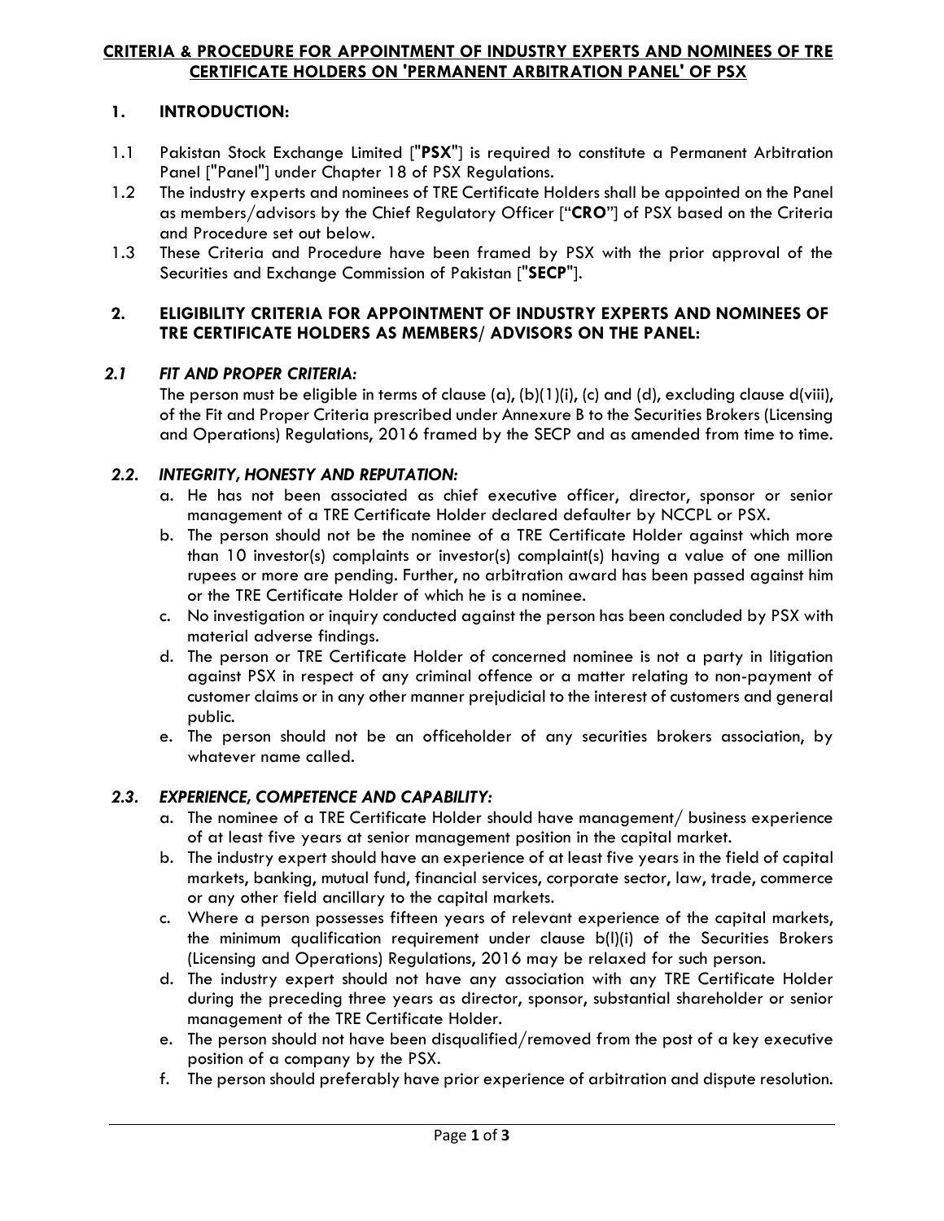# CRITERIA & PROCEDURE FOR APPOINTMENT OF INDUSTRY EXPERTS AND NOMINEES OF TRE CERTIFICATE HOLDERS ON 'PERMANENT ARBITRATION PANEL' OF PSX

## 1. INTRODUCTION:

1.1 Pakistan Stock Exchange Limited ["**PSX**"] is required to constitute a Permanent Arbitration Panel ["Panel"] under Chapter 18 of PSX Regulations.

1.2 The industry experts and nominees of TRE Certificate Holders shall be appointed on the Panel as members/advisors by the Chief Regulatory Officer ["**CRO**"] of PSX based on the Criteria and Procedure set out below.

1.3 These Criteria and Procedure have been framed by PSX with the prior approval of the Securities and Exchange Commission of Pakistan ["**SECP**"].

## 2. ELIGIBILITY CRITERIA FOR APPOINTMENT OF INDUSTRY EXPERTS AND NOMINEES OF TRE CERTIFICATE HOLDERS AS MEMBERS/ ADVISORS ON THE PANEL:

### *2.1 FIT AND PROPER CRITERIA:*

The person must be eligible in terms of clause (a), (b)(1)(i), (c) and (d), excluding clause d(viii), of the Fit and Proper Criteria prescribed under Annexure B to the Securities Brokers (Licensing and Operations) Regulations, 2016 framed by the SECP and as amended from time to time.

### *2.2. INTEGRITY, HONESTY AND REPUTATION:*

a. He has not been associated as chief executive officer, director, sponsor or senior management of a TRE Certificate Holder declared defaulter by NCCPL or PSX.

b. The person should not be the nominee of a TRE Certificate Holder against which more than 10 investor(s) complaints or investor(s) complaint(s) having a value of one million rupees or more are pending. Further, no arbitration award has been passed against him or the TRE Certificate Holder of which he is a nominee.

c. No investigation or inquiry conducted against the person has been concluded by PSX with material adverse findings.

d. The person or TRE Certificate Holder of concerned nominee is not a party in litigation against PSX in respect of any criminal offence or a matter relating to non-payment of customer claims or in any other manner prejudicial to the interest of customers and general public.

e. The person should not be an officeholder of any securities brokers association, by whatever name called.

### *2.3. EXPERIENCE, COMPETENCE AND CAPABILITY:*

a. The nominee of a TRE Certificate Holder should have management/ business experience of at least five years at senior management position in the capital market.

b. The industry expert should have an experience of at least five years in the field of capital markets, banking, mutual fund, financial services, corporate sector, law, trade, commerce or any other field ancillary to the capital markets.

c. Where a person possesses fifteen years of relevant experience of the capital markets, the minimum qualification requirement under clause b(I)(i) of the Securities Brokers (Licensing and Operations) Regulations, 2016 may be relaxed for such person.

d. The industry expert should not have any association with any TRE Certificate Holder during the preceding three years as director, sponsor, substantial shareholder or senior management of the TRE Certificate Holder.

e. The person should not have been disqualified/removed from the post of a key executive position of a company by the PSX.

f. The person should preferably have prior experience of arbitration and dispute resolution.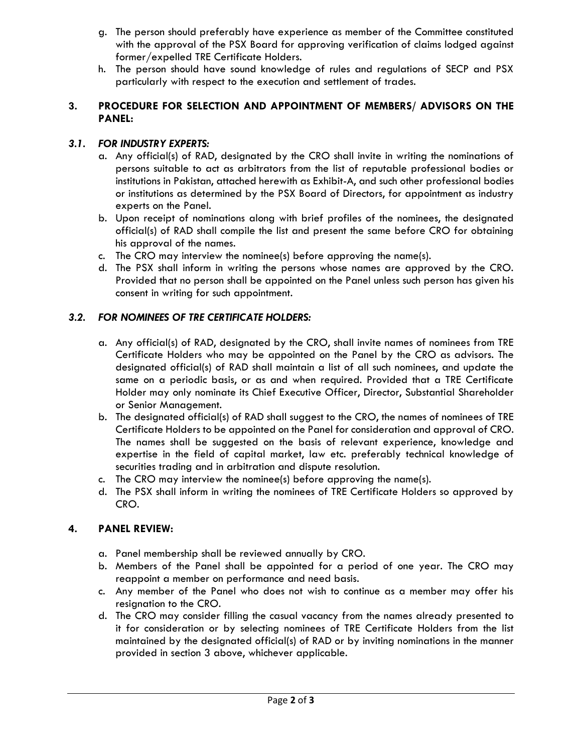g. The person should preferably have experience as member of the Committee constituted with the approval of the PSX Board for approving verification of claims lodged against former/expelled TRE Certificate Holders.

h. The person should have sound knowledge of rules and regulations of SECP and PSX particularly with respect to the execution and settlement of trades.

## 3. PROCEDURE FOR SELECTION AND APPOINTMENT OF MEMBERS/ ADVISORS ON THE PANEL:

### *3.1. FOR INDUSTRY EXPERTS:*

a. Any official(s) of RAD, designated by the CRO shall invite in writing the nominations of persons suitable to act as arbitrators from the list of reputable professional bodies or institutions in Pakistan, attached herewith as Exhibit-A, and such other professional bodies or institutions as determined by the PSX Board of Directors, for appointment as industry experts on the Panel.

b. Upon receipt of nominations along with brief profiles of the nominees, the designated official(s) of RAD shall compile the list and present the same before CRO for obtaining his approval of the names.

c. The CRO may interview the nominee(s) before approving the name(s).

d. The PSX shall inform in writing the persons whose names are approved by the CRO. Provided that no person shall be appointed on the Panel unless such person has given his consent in writing for such appointment.

### *3.2. FOR NOMINEES OF TRE CERTIFICATE HOLDERS:*

a. Any official(s) of RAD, designated by the CRO, shall invite names of nominees from TRE Certificate Holders who may be appointed on the Panel by the CRO as advisors. The designated official(s) of RAD shall maintain a list of all such nominees, and update the same on a periodic basis, or as and when required. Provided that a TRE Certificate Holder may only nominate its Chief Executive Officer, Director, Substantial Shareholder or Senior Management.

b. The designated official(s) of RAD shall suggest to the CRO, the names of nominees of TRE Certificate Holders to be appointed on the Panel for consideration and approval of CRO. The names shall be suggested on the basis of relevant experience, knowledge and expertise in the field of capital market, law etc. preferably technical knowledge of securities trading and in arbitration and dispute resolution.

c. The CRO may interview the nominee(s) before approving the name(s).

d. The PSX shall inform in writing the nominees of TRE Certificate Holders so approved by CRO.

## 4. PANEL REVIEW:

a. Panel membership shall be reviewed annually by CRO.

b. Members of the Panel shall be appointed for a period of one year. The CRO may reappoint a member on performance and need basis.

c. Any member of the Panel who does not wish to continue as a member may offer his resignation to the CRO.

d. The CRO may consider filling the casual vacancy from the names already presented to it for consideration or by selecting nominees of TRE Certificate Holders from the list maintained by the designated official(s) of RAD or by inviting nominations in the manner provided in section 3 above, whichever applicable.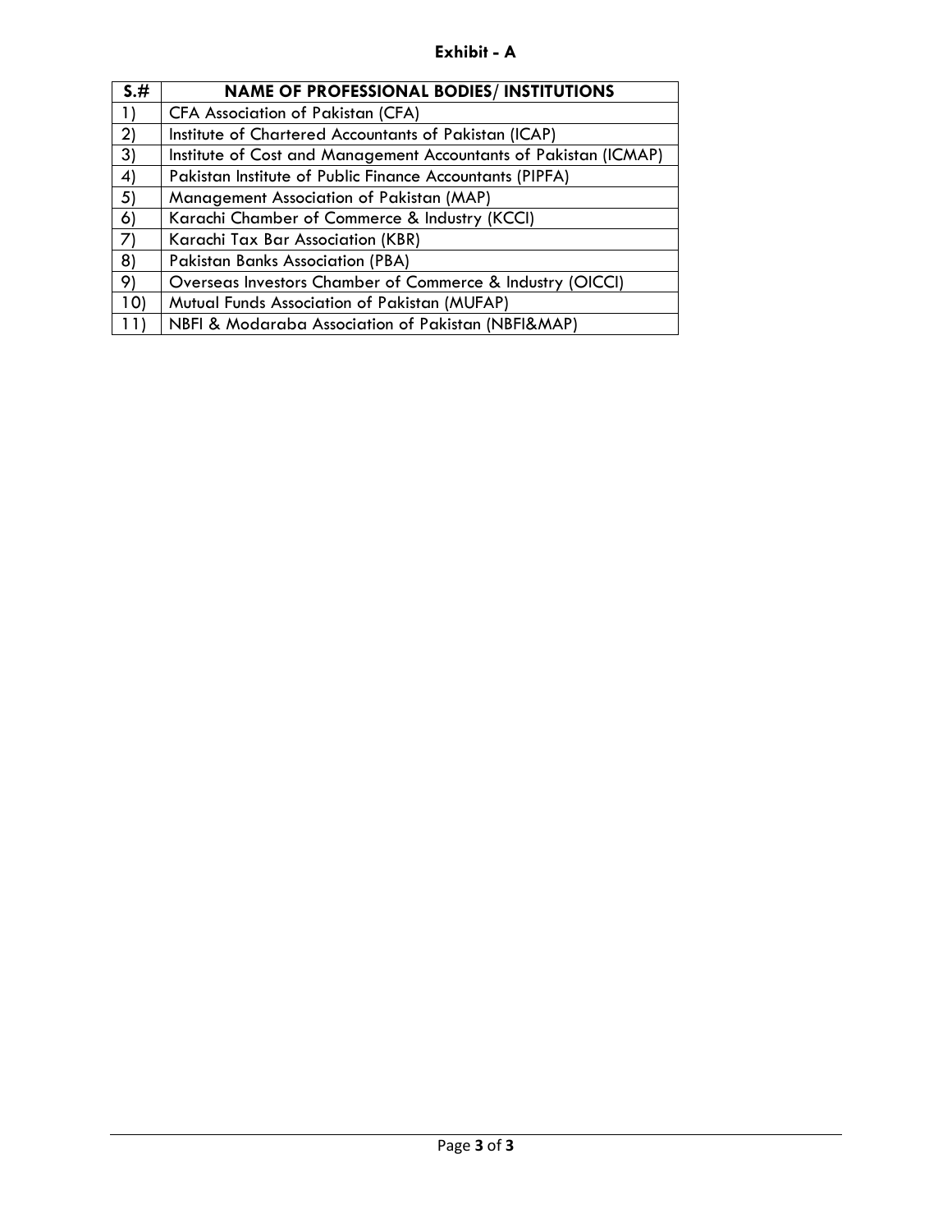**Exhibit - A**

| S.# | NAME OF PROFESSIONAL BODIES/ INSTITUTIONS |
|---|---|
| 1) | CFA Association of Pakistan (CFA) |
| 2) | Institute of Chartered Accountants of Pakistan (ICAP) |
| 3) | Institute of Cost and Management Accountants of Pakistan (ICMAP) |
| 4) | Pakistan Institute of Public Finance Accountants (PIPFA) |
| 5) | Management Association of Pakistan (MAP) |
| 6) | Karachi Chamber of Commerce & Industry (KCCI) |
| 7) | Karachi Tax Bar Association (KBR) |
| 8) | Pakistan Banks Association (PBA) |
| 9) | Overseas Investors Chamber of Commerce & Industry (OICCI) |
| 10) | Mutual Funds Association of Pakistan (MUFAP) |
| 11) | NBFI & Modaraba Association of Pakistan (NBFI&MAP) |